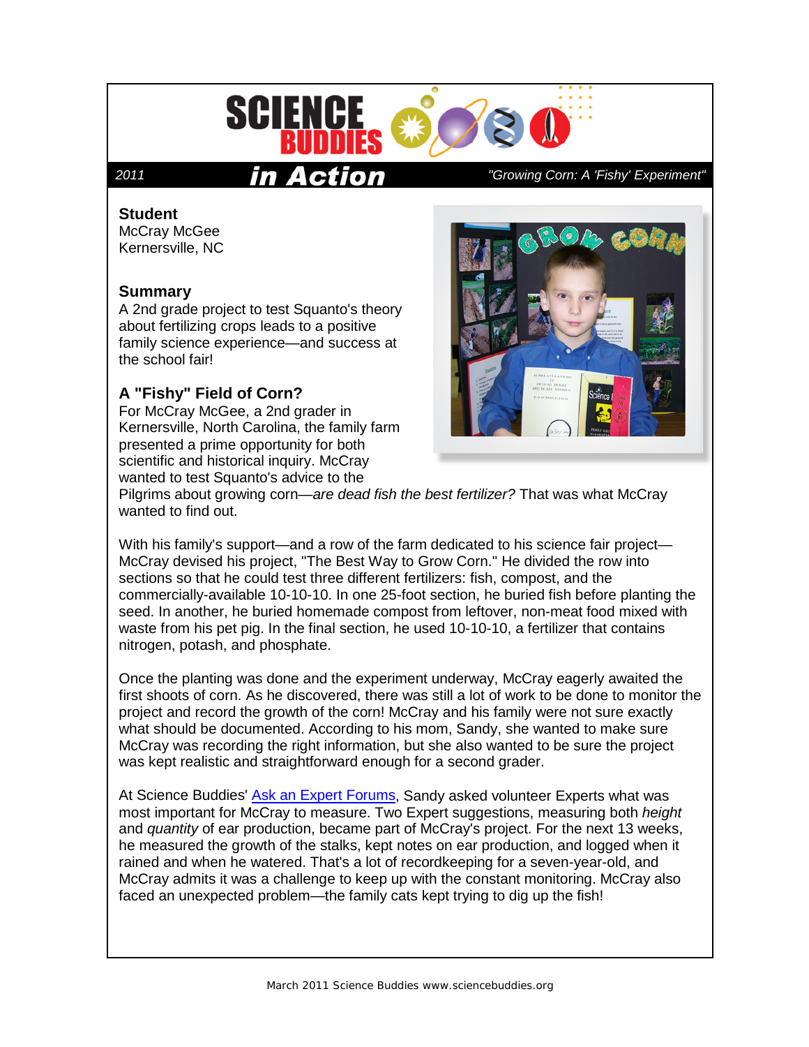# SCIENCE BUDDIES in Action

2011 — "Growing Corn: A 'Fishy' Experiment"

### Student

McCray McGee
Kernersville, NC

### Summary

A 2nd grade project to test Squanto's theory about fertilizing crops leads to a positive family science experience—and success at the school fair!

### A "Fishy" Field of Corn?

For McCray McGee, a 2nd grader in Kernersville, North Carolina, the family farm presented a prime opportunity for both scientific and historical inquiry. McCray wanted to test Squanto's advice to the Pilgrims about growing corn—*are dead fish the best fertilizer?* That was what McCray wanted to find out.

With his family's support—and a row of the farm dedicated to his science fair project—McCray devised his project, "The Best Way to Grow Corn." He divided the row into sections so that he could test three different fertilizers: fish, compost, and the commercially-available 10-10-10. In one 25-foot section, he buried fish before planting the seed. In another, he buried homemade compost from leftover, non-meat food mixed with waste from his pet pig. In the final section, he used 10-10-10, a fertilizer that contains nitrogen, potash, and phosphate.

Once the planting was done and the experiment underway, McCray eagerly awaited the first shoots of corn. As he discovered, there was still a lot of work to be done to monitor the project and record the growth of the corn! McCray and his family were not sure exactly what should be documented. According to his mom, Sandy, she wanted to make sure McCray was recording the right information, but she also wanted to be sure the project was kept realistic and straightforward enough for a second grader.

At Science Buddies' Ask an Expert Forums, Sandy asked volunteer Experts what was most important for McCray to measure. Two Expert suggestions, measuring both *height* and *quantity* of ear production, became part of McCray's project. For the next 13 weeks, he measured the growth of the stalks, kept notes on ear production, and logged when it rained and when he watered. That's a lot of recordkeeping for a seven-year-old, and McCray admits it was a challenge to keep up with the constant monitoring. McCray also faced an unexpected problem—the family cats kept trying to dig up the fish!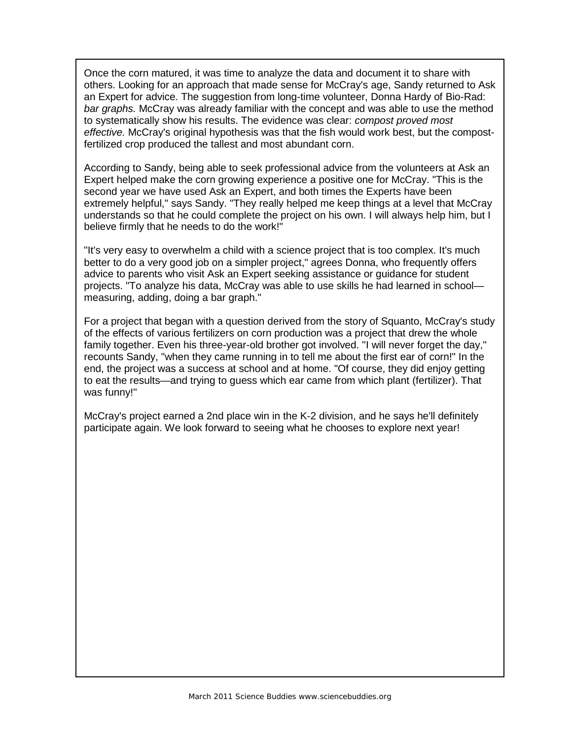Once the corn matured, it was time to analyze the data and document it to share with others. Looking for an approach that made sense for McCray's age, Sandy returned to Ask an Expert for advice. The suggestion from long-time volunteer, Donna Hardy of Bio-Rad: *bar graphs.* McCray was already familiar with the concept and was able to use the method to systematically show his results. The evidence was clear: *compost proved most effective.* McCray's original hypothesis was that the fish would work best, but the compost-fertilized crop produced the tallest and most abundant corn.

According to Sandy, being able to seek professional advice from the volunteers at Ask an Expert helped make the corn growing experience a positive one for McCray. "This is the second year we have used Ask an Expert, and both times the Experts have been extremely helpful," says Sandy. "They really helped me keep things at a level that McCray understands so that he could complete the project on his own. I will always help him, but I believe firmly that he needs to do the work!"

"It's very easy to overwhelm a child with a science project that is too complex. It's much better to do a very good job on a simpler project," agrees Donna, who frequently offers advice to parents who visit Ask an Expert seeking assistance or guidance for student projects. "To analyze his data, McCray was able to use skills he had learned in school—measuring, adding, doing a bar graph."

For a project that began with a question derived from the story of Squanto, McCray's study of the effects of various fertilizers on corn production was a project that drew the whole family together. Even his three-year-old brother got involved. "I will never forget the day," recounts Sandy, "when they came running in to tell me about the first ear of corn!" In the end, the project was a success at school and at home. "Of course, they did enjoy getting to eat the results—and trying to guess which ear came from which plant (fertilizer). That was funny!"

McCray's project earned a 2nd place win in the K-2 division, and he says he'll definitely participate again. We look forward to seeing what he chooses to explore next year!